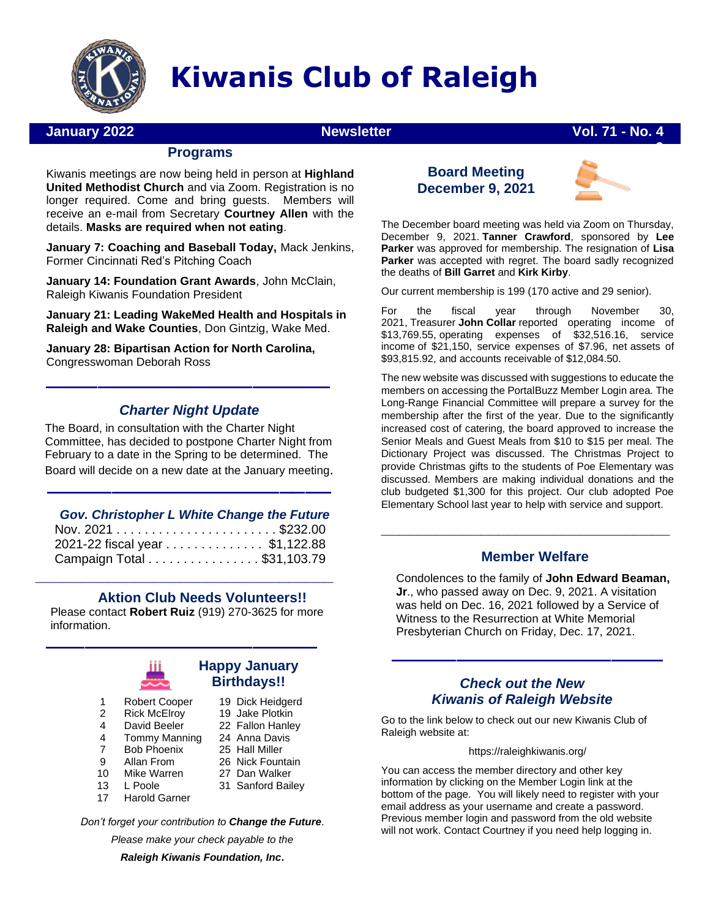# Kiwanis Club of Raleigh

**January 2022** | **Newsletter** | **Vol. 71 - No. 4**

## Programs

Kiwanis meetings are now being held in person at **Highland United Methodist Church** and via Zoom. Registration is no longer required. Come and bring guests. Members will receive an e-mail from Secretary **Courtney Allen** with the details. **Masks are required when not eating**.

**January 7: Coaching and Baseball Today,** Mack Jenkins, Former Cincinnati Red's Pitching Coach

**January 14: Foundation Grant Awards**, John McClain, Raleigh Kiwanis Foundation President

**January 21: Leading WakeMed Health and Hospitals in Raleigh and Wake Counties**, Don Gintzig, Wake Med.

**January 28: Bipartisan Action for North Carolina,** Congresswoman Deborah Ross

---

## *Charter Night Update*

The Board, in consultation with the Charter Night Committee, has decided to postpone Charter Night from February to a date in the Spring to be determined. The Board will decide on a new date at the January meeting.

---

## *Gov. Christopher L White Change the Future*

Nov. 2021 . . . . . . . . . . . . . . . . . . . . . . . $232.00
2021-22 fiscal year . . . . . . . . . . . . . . $1,122.88
Campaign Total . . . . . . . . . . . . . . . . $31,103.79

---

## Aktion Club Needs Volunteers!!

Please contact **Robert Ruiz** (919) 270-3625 for more information.

---

## Happy January Birthdays!!

| | | | |
|---|---|---|---|
| 1 | Robert Cooper | 19 | Dick Heidgerd |
| 2 | Rick McElroy | 19 | Jake Plotkin |
| 4 | David Beeler | 22 | Fallon Hanley |
| 4 | Tommy Manning | 24 | Anna Davis |
| 7 | Bob Phoenix | 25 | Hall Miller |
| 9 | Allan From | 26 | Nick Fountain |
| 10 | Mike Warren | 27 | Dan Walker |
| 13 | L Poole | 31 | Sanford Bailey |
| 17 | Harold Garner | | |

*Don't forget your contribution to **Change the Future**.*

*Please make your check payable to the*

***Raleigh Kiwanis Foundation, Inc.***

## Board Meeting December 9, 2021

The December board meeting was held via Zoom on Thursday, December 9, 2021. **Tanner Crawford**, sponsored by **Lee Parker** was approved for membership. The resignation of **Lisa Parker** was accepted with regret. The board sadly recognized the deaths of **Bill Garret** and **Kirk Kirby**.

Our current membership is 199 (170 active and 29 senior).

For the fiscal year through November 30, 2021, Treasurer **John Collar** reported operating income of $13,769.55, operating expenses of $32,516.16, service income of $21,150, service expenses of $7.96, net assets of $93,815.92, and accounts receivable of $12,084.50.

The new website was discussed with suggestions to educate the members on accessing the PortalBuzz Member Login area. The Long-Range Financial Committee will prepare a survey for the membership after the first of the year. Due to the significantly increased cost of catering, the board approved to increase the Senior Meals and Guest Meals from $10 to $15 per meal. The Dictionary Project was discussed. The Christmas Project to provide Christmas gifts to the students of Poe Elementary was discussed. Members are making individual donations and the club budgeted $1,300 for this project. Our club adopted Poe Elementary School last year to help with service and support.

---

## Member Welfare

Condolences to the family of **John Edward Beaman, Jr**., who passed away on Dec. 9, 2021. A visitation was held on Dec. 16, 2021 followed by a Service of Witness to the Resurrection at White Memorial Presbyterian Church on Friday, Dec. 17, 2021.

---

## *Check out the New Kiwanis of Raleigh Website*

Go to the link below to check out our new Kiwanis Club of Raleigh website at:

https://raleighkiwanis.org/

You can access the member directory and other key information by clicking on the Member Login link at the bottom of the page. You will likely need to register with your email address as your username and create a password. Previous member login and password from the old website will not work. Contact Courtney if you need help logging in.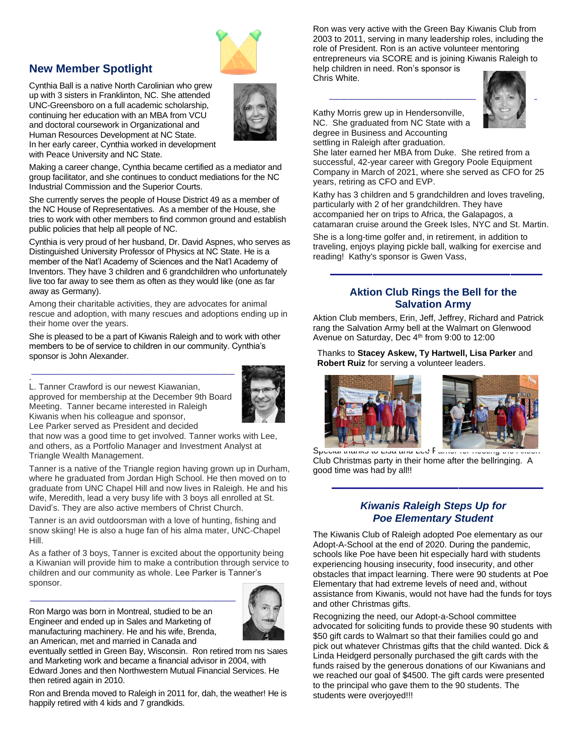## New Member Spotlight

Cynthia Ball is a native North Carolinian who grew up with 3 sisters in Franklinton, NC. She attended UNC-Greensboro on a full academic scholarship, continuing her education with an MBA from VCU and doctoral coursework in Organizational and Human Resources Development at NC State. In her early career, Cynthia worked in development with Peace University and NC State.

Making a career change, Cynthia became certified as a mediator and group facilitator, and she continues to conduct mediations for the NC Industrial Commission and the Superior Courts.

She currently serves the people of House District 49 as a member of the NC House of Representatives. As a member of the House, she tries to work with other members to find common ground and establish public policies that help all people of NC.

Cynthia is very proud of her husband, Dr. David Aspnes, who serves as Distinguished University Professor of Physics at NC State. He is a member of the Nat'l Academy of Sciences and the Nat'l Academy of Inventors. They have 3 children and 6 grandchildren who unfortunately live too far away to see them as often as they would like (one as far away as Germany).

Among their charitable activities, they are advocates for animal rescue and adoption, with many rescues and adoptions ending up in their home over the years.

She is pleased to be a part of Kiwanis Raleigh and to work with other members to be of service to children in our community. Cynthia's sponsor is John Alexander.

---

L. Tanner Crawford is our newest Kiawanian, approved for membership at the December 9th Board Meeting. Tanner became interested in Raleigh Kiwanis when his colleague and sponsor, Lee Parker served as President and decided that now was a good time to get involved. Tanner works with Lee, and others, as a Portfolio Manager and Investment Analyst at Triangle Wealth Management.

Tanner is a native of the Triangle region having grown up in Durham, where he graduated from Jordan High School. He then moved on to graduate from UNC Chapel Hill and now lives in Raleigh. He and his wife, Meredith, lead a very busy life with 3 boys all enrolled at St. David's. They are also active members of Christ Church.

Tanner is an avid outdoorsman with a love of hunting, fishing and snow skiing! He is also a huge fan of his alma mater, UNC-Chapel Hill.

As a father of 3 boys, Tanner is excited about the opportunity being a Kiwanian will provide him to make a contribution through service to children and our community as whole. Lee Parker is Tanner's sponsor.

---

Ron Margo was born in Montreal, studied to be an Engineer and ended up in Sales and Marketing of manufacturing machinery. He and his wife, Brenda, an American, met and married in Canada and eventually settled in Green Bay, Wisconsin. Ron retired from his Sales and Marketing work and became a financial advisor in 2004, with Edward Jones and then Northwestern Mutual Financial Services. He then retired again in 2010.

Ron and Brenda moved to Raleigh in 2011 for, dah, the weather! He is happily retired with 4 kids and 7 grandkids.

Ron was very active with the Green Bay Kiwanis Club from 2003 to 2011, serving in many leadership roles, including the role of President. Ron is an active volunteer mentoring entrepreneurs via SCORE and is joining Kiwanis Raleigh to help children in need. Ron's sponsor is Chris White.

---

Kathy Morris grew up in Hendersonville, NC. She graduated from NC State with a degree in Business and Accounting settling in Raleigh after graduation. She later earned her MBA from Duke. She retired from a successful, 42-year career with Gregory Poole Equipment Company in March of 2021, where she served as CFO for 25 years, retiring as CFO and EVP.

Kathy has 3 children and 5 grandchildren and loves traveling, particularly with 2 of her grandchildren. They have accompanied her on trips to Africa, the Galapagos, a catamaran cruise around the Greek Isles, NYC and St. Martin.

She is a long-time golfer and, in retirement, in addition to traveling, enjoys playing pickle ball, walking for exercise and reading! Kathy's sponsor is Gwen Vass,

---

## Aktion Club Rings the Bell for the Salvation Army

Aktion Club members, Erin, Jeff, Jeffrey, Richard and Patrick rang the Salvation Army bell at the Walmart on Glenwood Avenue on Saturday, Dec 4th from 9:00 to 12:00

Thanks to **Stacey Askew, Ty Hartwell, Lisa Parker** and **Robert Ruiz** for serving a volunteer leaders.

Special thanks to Lisa and Lee Parker for hosting the Aktion Club Christmas party in their home after the bellringing. A good time was had by all!!

---

## *Kiwanis Raleigh Steps Up for Poe Elementary Student*

The Kiwanis Club of Raleigh adopted Poe elementary as our Adopt-A-School at the end of 2020. During the pandemic, schools like Poe have been hit especially hard with students experiencing housing insecurity, food insecurity, and other obstacles that impact learning. There were 90 students at Poe Elementary that had extreme levels of need and, without assistance from Kiwanis, would not have had the funds for toys and other Christmas gifts.

Recognizing the need, our Adopt-a-School committee advocated for soliciting funds to provide these 90 students with $50 gift cards to Walmart so that their families could go and pick out whatever Christmas gifts that the child wanted. Dick & Linda Heidgerd personally purchased the gift cards with the funds raised by the generous donations of our Kiwanians and we reached our goal of $4500. The gift cards were presented to the principal who gave them to the 90 students. The students were overjoyed!!!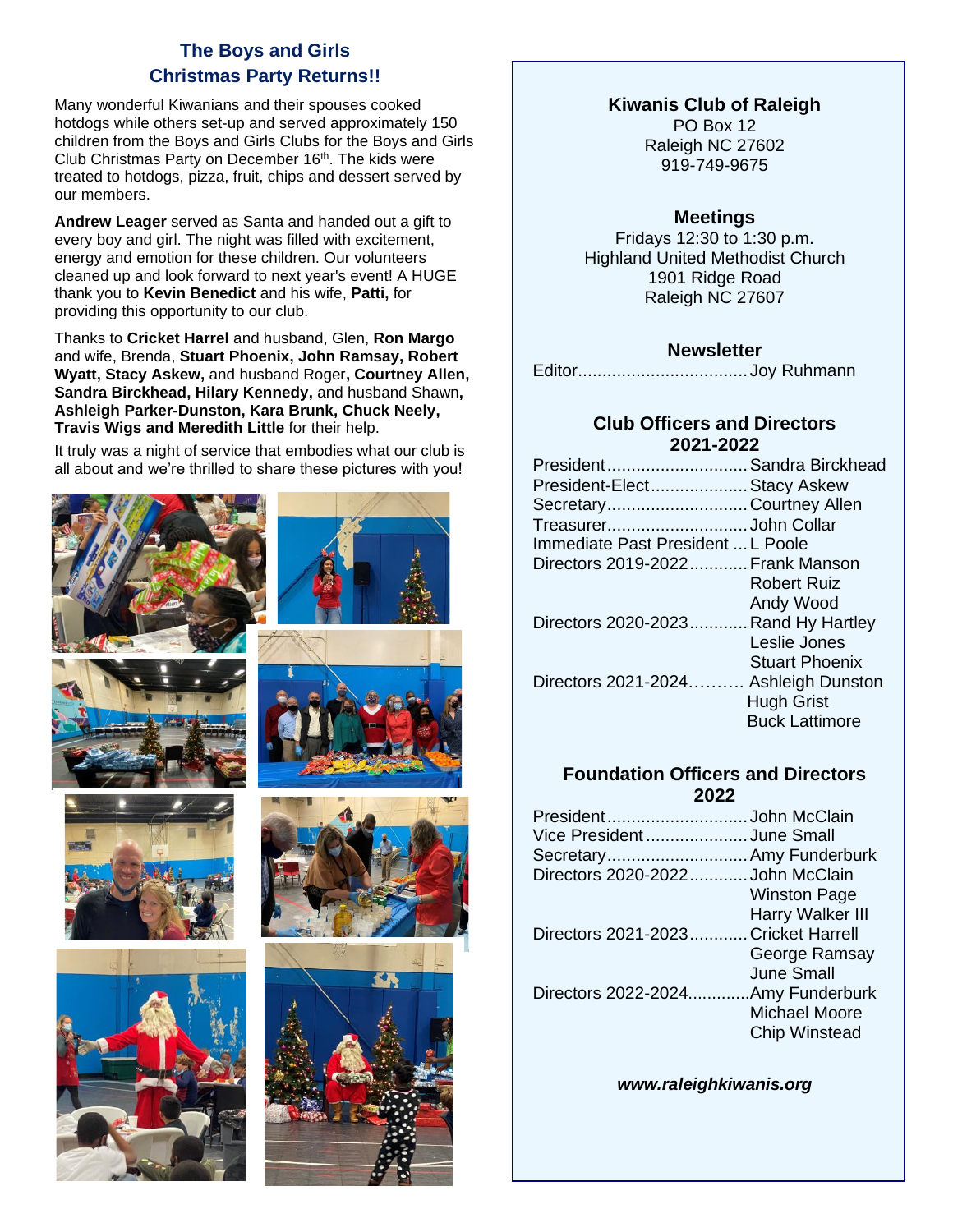## The Boys and Girls Christmas Party Returns!!

Many wonderful Kiwanians and their spouses cooked hotdogs while others set-up and served approximately 150 children from the Boys and Girls Clubs for the Boys and Girls Club Christmas Party on December 16th. The kids were treated to hotdogs, pizza, fruit, chips and dessert served by our members.

**Andrew Leager** served as Santa and handed out a gift to every boy and girl. The night was filled with excitement, energy and emotion for these children. Our volunteers cleaned up and look forward to next year's event! A HUGE thank you to **Kevin Benedict** and his wife, **Patti,** for providing this opportunity to our club.

Thanks to **Cricket Harrel** and husband, Glen, **Ron Margo** and wife, Brenda, **Stuart Phoenix, John Ramsay, Robert Wyatt, Stacy Askew,** and husband Roger**, Courtney Allen, Sandra Birckhead, Hilary Kennedy,** and husband Shawn**, Ashleigh Parker-Dunston, Kara Brunk, Chuck Neely, Travis Wigs and Meredith Little** for their help.

It truly was a night of service that embodies what our club is all about and we're thrilled to share these pictures with you!

**Kiwanis Club of Raleigh**
PO Box 12
Raleigh NC 27602
919-749-9675

**Meetings**
Fridays 12:30 to 1:30 p.m.
Highland United Methodist Church
1901 Ridge Road
Raleigh NC 27607

**Newsletter**

Editor.................................. Joy Ruhmann

**Club Officers and Directors 2021-2022**

President............................ Sandra Birckhead
President-Elect.................... Stacy Askew
Secretary............................ Courtney Allen
Treasurer............................ John Collar
Immediate Past President ... L Poole
Directors 2019-2022........... Frank Manson
Robert Ruiz
Andy Wood
Directors 2020-2023........... Rand Hy Hartley
Leslie Jones
Stuart Phoenix
Directors 2021-2024.......... Ashleigh Dunston
Hugh Grist
Buck Lattimore

**Foundation Officers and Directors 2022**

President............................ John McClain
Vice President..................... June Small
Secretary............................ Amy Funderburk
Directors 2020-2022........... John McClain
Winston Page
Harry Walker III
Directors 2021-2023........... Cricket Harrell
George Ramsay
June Small
Directors 2022-2024............ Amy Funderburk
Michael Moore
Chip Winstead

***www.raleighkiwanis.org***